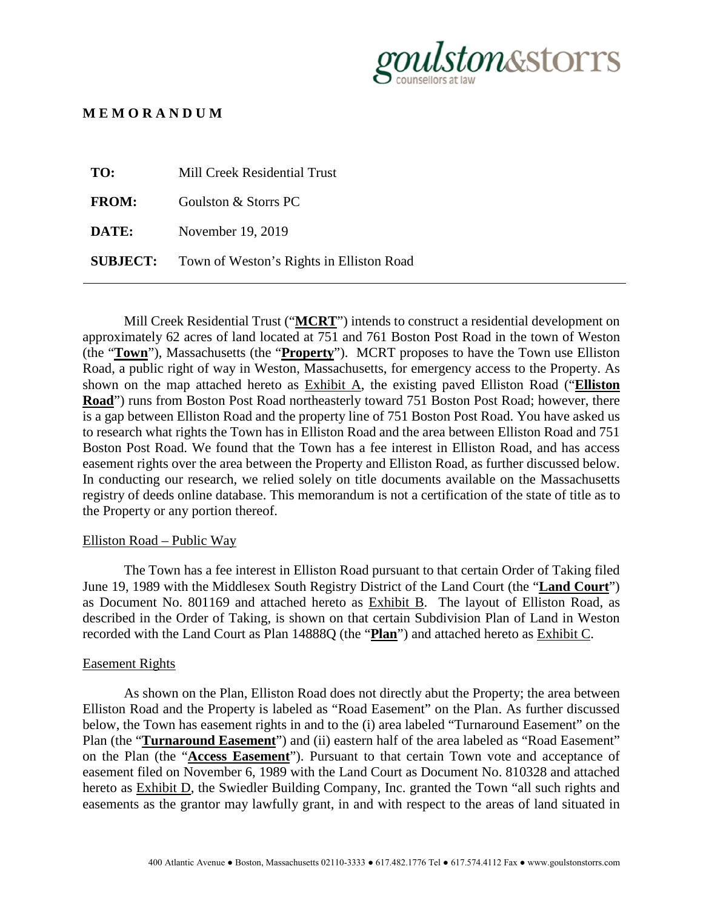goulston&storrs
counsellors at law

**M E M O R A N D U M**

| | |
|---|---|
| **TO:** | Mill Creek Residential Trust |
| **FROM:** | Goulston & Storrs PC |
| **DATE:** | November 19, 2019 |
| **SUBJECT:** | Town of Weston's Rights in Elliston Road |

---

Mill Creek Residential Trust ("**MCRT**") intends to construct a residential development on approximately 62 acres of land located at 751 and 761 Boston Post Road in the town of Weston (the "**Town**"), Massachusetts (the "**Property**"). MCRT proposes to have the Town use Elliston Road, a public right of way in Weston, Massachusetts, for emergency access to the Property. As shown on the map attached hereto as Exhibit A, the existing paved Elliston Road ("**Elliston Road**") runs from Boston Post Road northeasterly toward 751 Boston Post Road; however, there is a gap between Elliston Road and the property line of 751 Boston Post Road. You have asked us to research what rights the Town has in Elliston Road and the area between Elliston Road and 751 Boston Post Road. We found that the Town has a fee interest in Elliston Road, and has access easement rights over the area between the Property and Elliston Road, as further discussed below. In conducting our research, we relied solely on title documents available on the Massachusetts registry of deeds online database. This memorandum is not a certification of the state of title as to the Property or any portion thereof.

Elliston Road – Public Way

The Town has a fee interest in Elliston Road pursuant to that certain Order of Taking filed June 19, 1989 with the Middlesex South Registry District of the Land Court (the "**Land Court**") as Document No. 801169 and attached hereto as Exhibit B. The layout of Elliston Road, as described in the Order of Taking, is shown on that certain Subdivision Plan of Land in Weston recorded with the Land Court as Plan 14888Q (the "**Plan**") and attached hereto as Exhibit C.

Easement Rights

As shown on the Plan, Elliston Road does not directly abut the Property; the area between Elliston Road and the Property is labeled as "Road Easement" on the Plan. As further discussed below, the Town has easement rights in and to the (i) area labeled "Turnaround Easement" on the Plan (the "**Turnaround Easement**") and (ii) eastern half of the area labeled as "Road Easement" on the Plan (the "**Access Easement**"). Pursuant to that certain Town vote and acceptance of easement filed on November 6, 1989 with the Land Court as Document No. 810328 and attached hereto as Exhibit D, the Swiedler Building Company, Inc. granted the Town "all such rights and easements as the grantor may lawfully grant, in and with respect to the areas of land situated in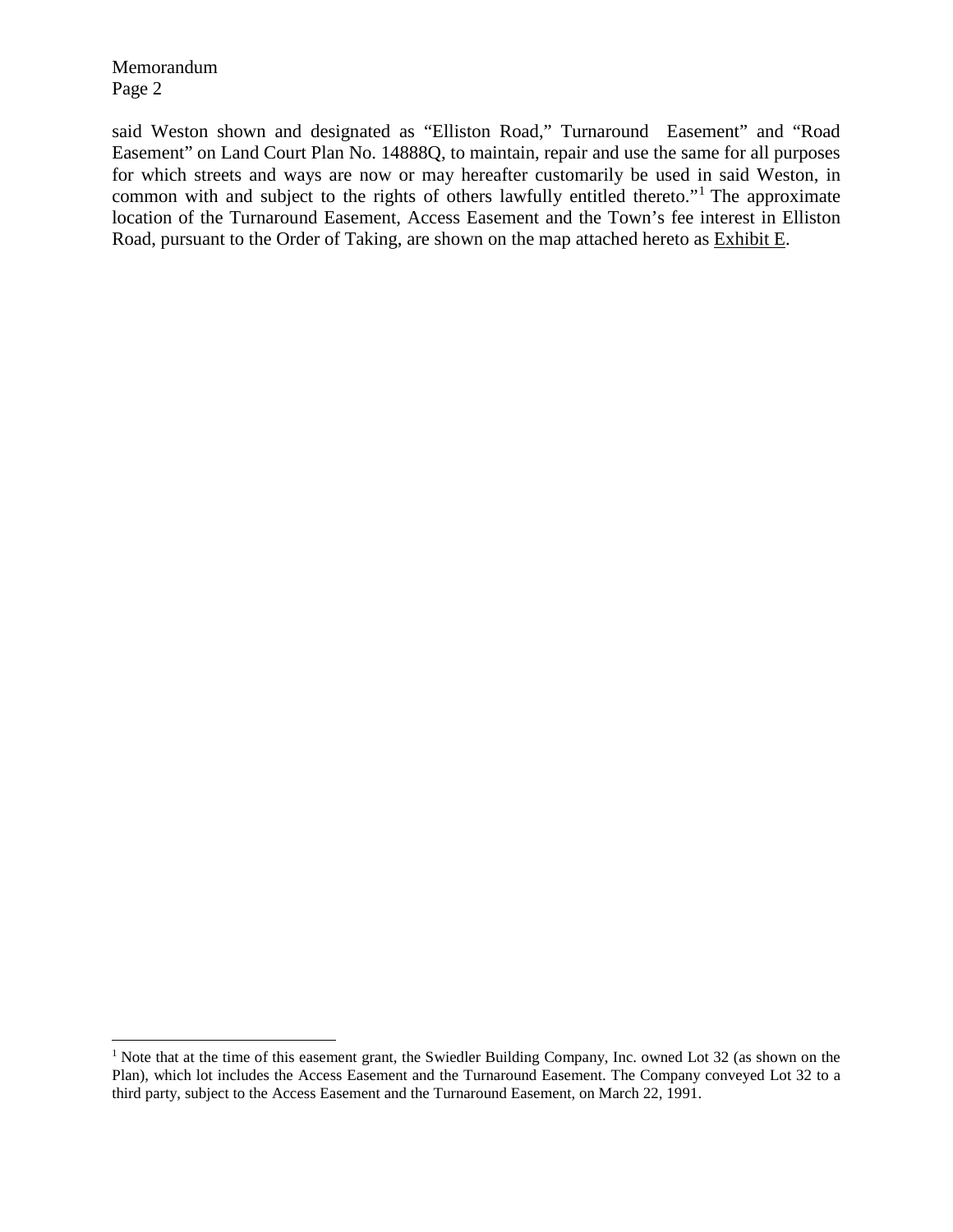said Weston shown and designated as "Elliston Road," Turnaround Easement" and "Road Easement" on Land Court Plan No. 14888Q, to maintain, repair and use the same for all purposes for which streets and ways are now or may hereafter customarily be used in said Weston, in common with and subject to the rights of others lawfully entitled thereto."[1] The approximate location of the Turnaround Easement, Access Easement and the Town's fee interest in Elliston Road, pursuant to the Order of Taking, are shown on the map attached hereto as <u>Exhibit E</u>.

[1] Note that at the time of this easement grant, the Swiedler Building Company, Inc. owned Lot 32 (as shown on the Plan), which lot includes the Access Easement and the Turnaround Easement. The Company conveyed Lot 32 to a third party, subject to the Access Easement and the Turnaround Easement, on March 22, 1991.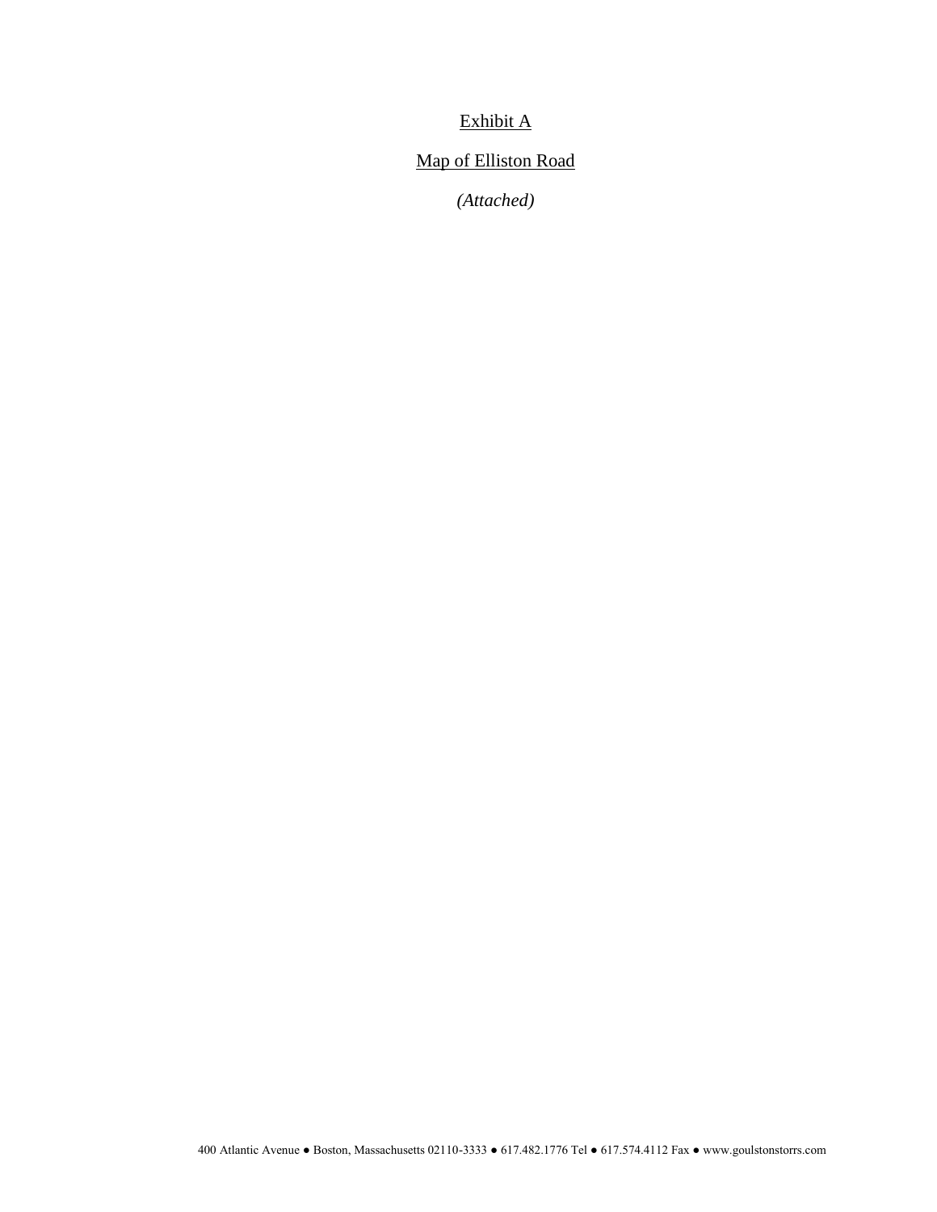Exhibit A

Map of Elliston Road

*(Attached)*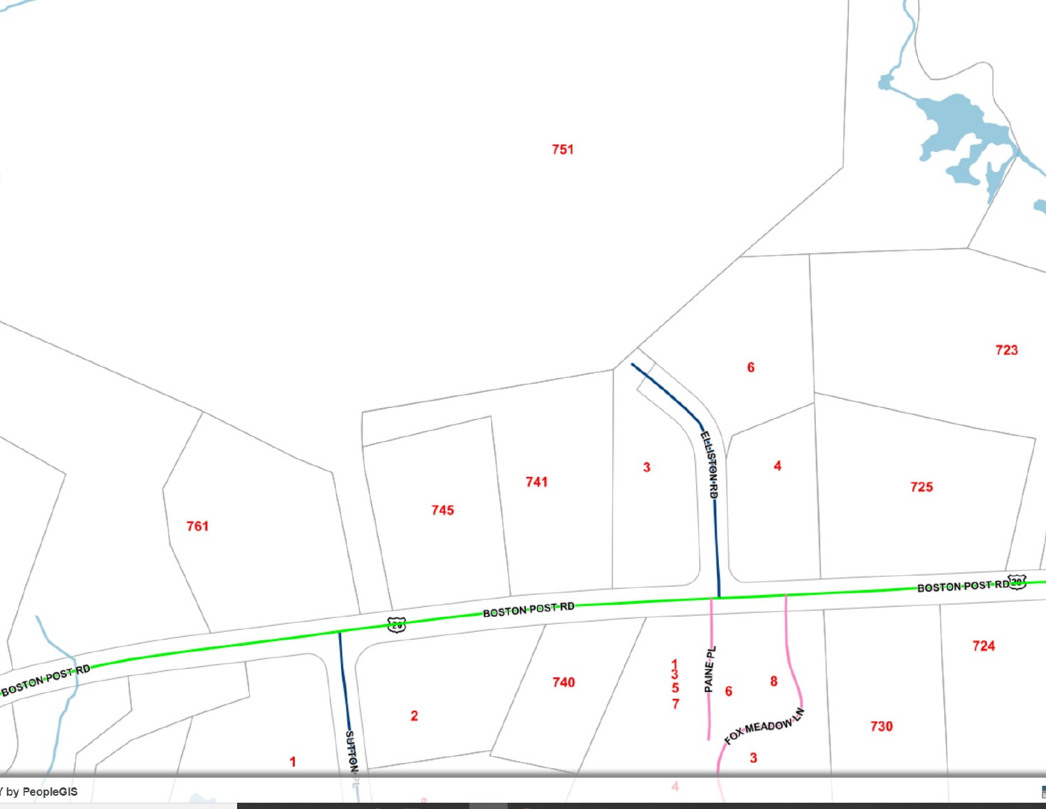751

723

6

3

4

741

745

725

761

BOSTON POST RD

BOSTON POST RD

BOSTON POST RD

ELLISTON RD

20

20

724

740

1
3
5
7

PAINE PL

6

8

2

FOX MEADOW LN

730

1

3

SUTTON PL

4

by PeopleGIS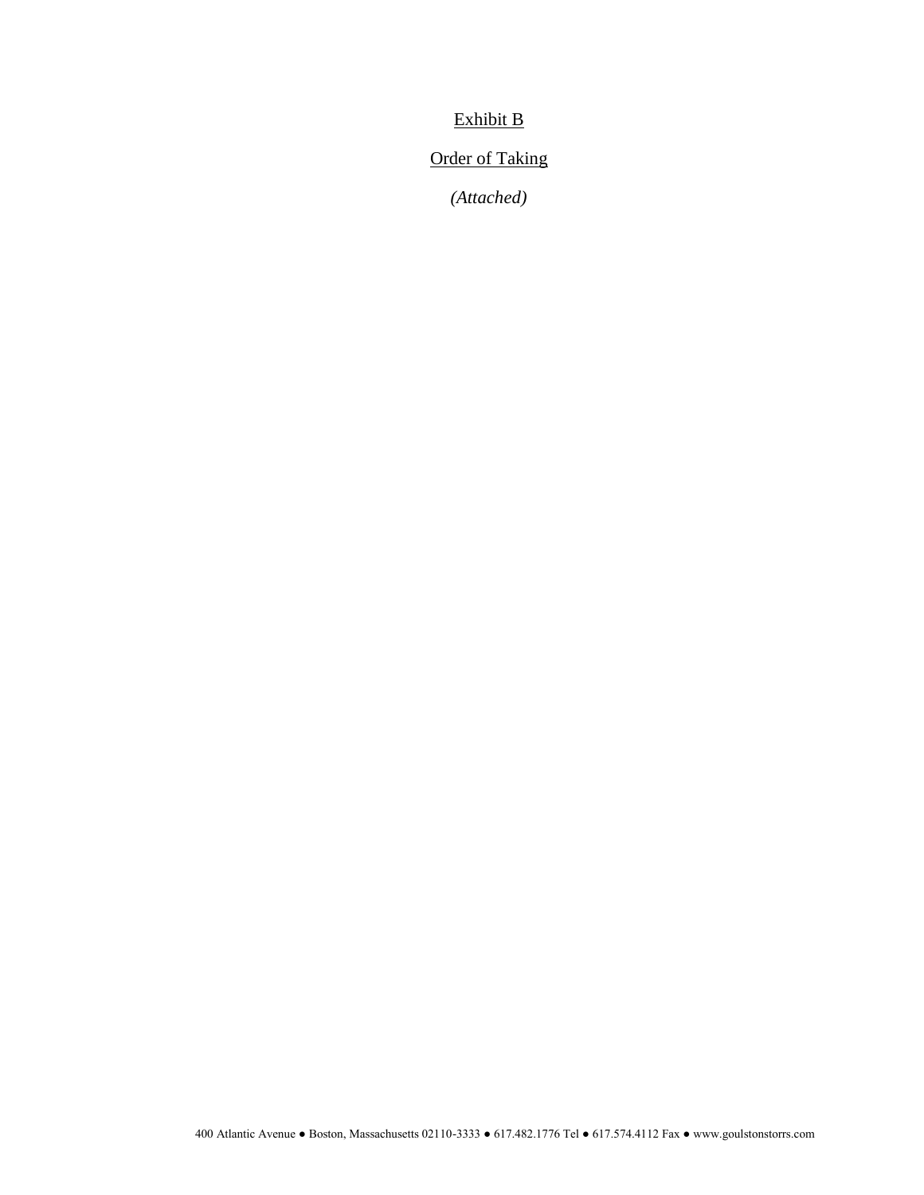Exhibit B

Order of Taking

*(Attached)*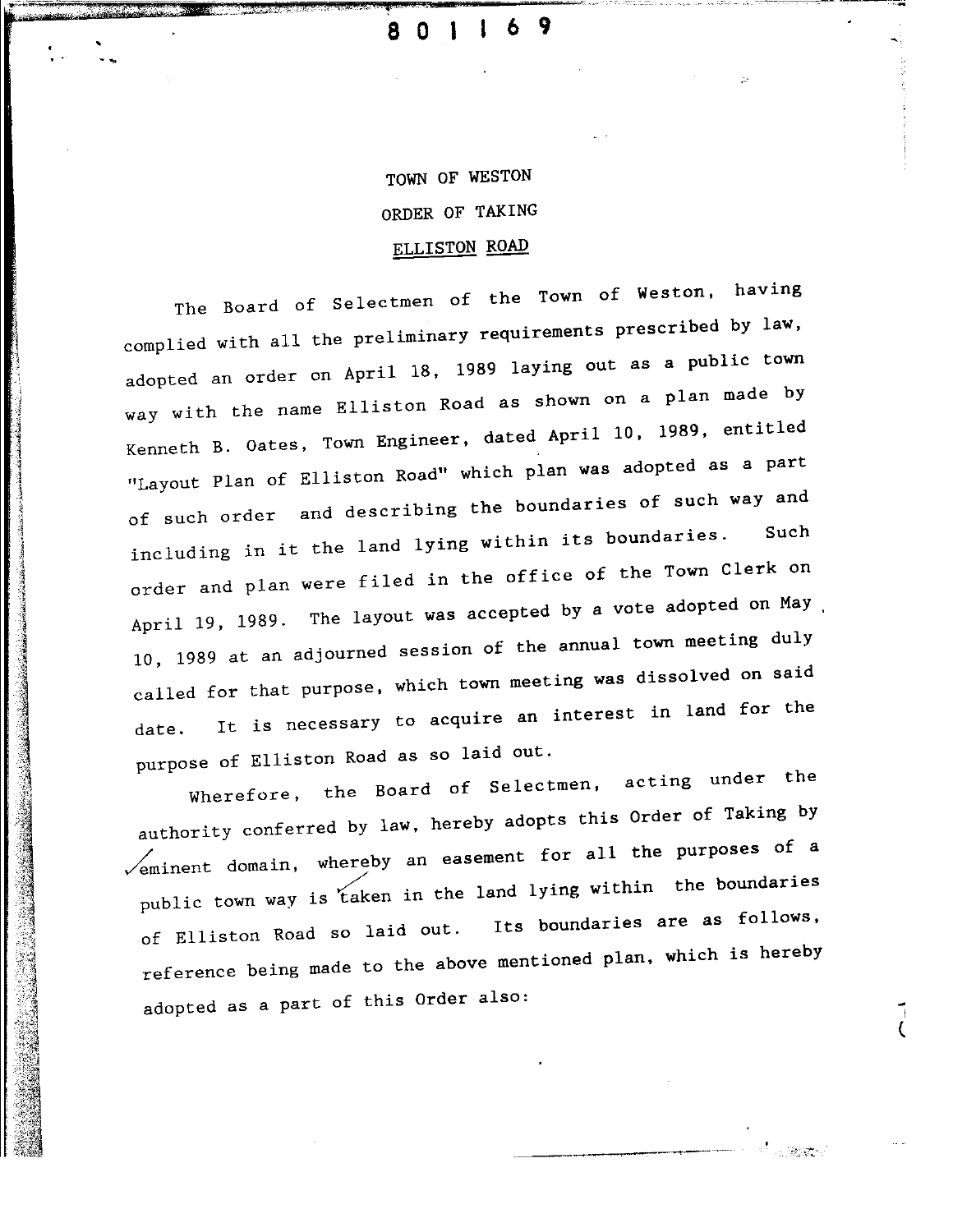801169

TOWN OF WESTON

ORDER OF TAKING

ELLISTON ROAD

The Board of Selectmen of the Town of Weston, having complied with all the preliminary requirements prescribed by law, adopted an order on April 18, 1989 laying out as a public town way with the name Elliston Road as shown on a plan made by Kenneth B. Oates, Town Engineer, dated April 10, 1989, entitled "Layout Plan of Elliston Road" which plan was adopted as a part of such order and describing the boundaries of such way and including in it the land lying within its boundaries. Such order and plan were filed in the office of the Town Clerk on April 19, 1989. The layout was accepted by a vote adopted on May 10, 1989 at an adjourned session of the annual town meeting duly called for that purpose, which town meeting was dissolved on said date. It is necessary to acquire an interest in land for the purpose of Elliston Road as so laid out.

Wherefore, the Board of Selectmen, acting under the authority conferred by law, hereby adopts this Order of Taking by eminent domain, whereby an easement for all the purposes of a public town way is taken in the land lying within the boundaries of Elliston Road so laid out. Its boundaries are as follows, reference being made to the above mentioned plan, which is hereby adopted as a part of this Order also: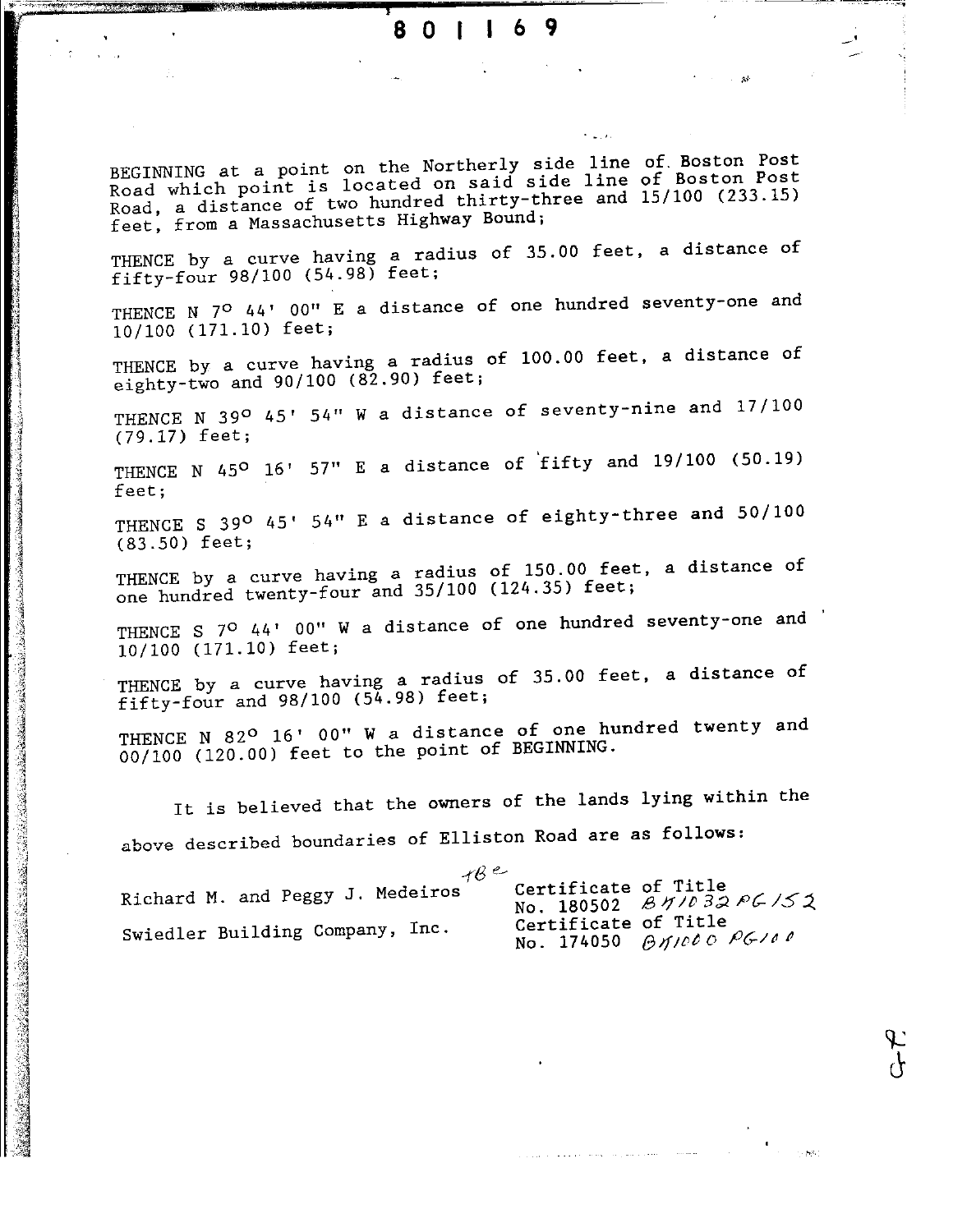8 0 1 1 6 9

BEGINNING at a point on the Northerly side line of Boston Post Road which point is located on said side line of Boston Post Road, a distance of two hundred thirty-three and 15/100 (233.15) feet, from a Massachusetts Highway Bound;

THENCE by a curve having a radius of 35.00 feet, a distance of fifty-four 98/100 (54.98) feet;

THENCE N 7° 44' 00" E a distance of one hundred seventy-one and 10/100 (171.10) feet;

THENCE by a curve having a radius of 100.00 feet, a distance of eighty-two and 90/100 (82.90) feet;

THENCE N 39° 45' 54" W a distance of seventy-nine and 17/100 (79.17) feet;

THENCE N 45° 16' 57" E a distance of fifty and 19/100 (50.19) feet;

THENCE S 39° 45' 54" E a distance of eighty-three and 50/100 (83.50) feet;

THENCE by a curve having a radius of 150.00 feet, a distance of one hundred twenty-four and 35/100 (124.35) feet;

THENCE S 7° 44' 00" W a distance of one hundred seventy-one and 10/100 (171.10) feet;

THENCE by a curve having a radius of 35.00 feet, a distance of fifty-four and 98/100 (54.98) feet;

THENCE N 82° 16' 00" W a distance of one hundred twenty and 00/100 (120.00) feet to the point of BEGINNING.

It is believed that the owners of the lands lying within the above described boundaries of Elliston Road are as follows:

| | |
|---|---|
| Richard M. and Peggy J. Medeiros | Certificate of Title No. 180502 BK1032 PG152 |
| Swiedler Building Company, Inc. | Certificate of Title No. 174050 BK1000 PG100 |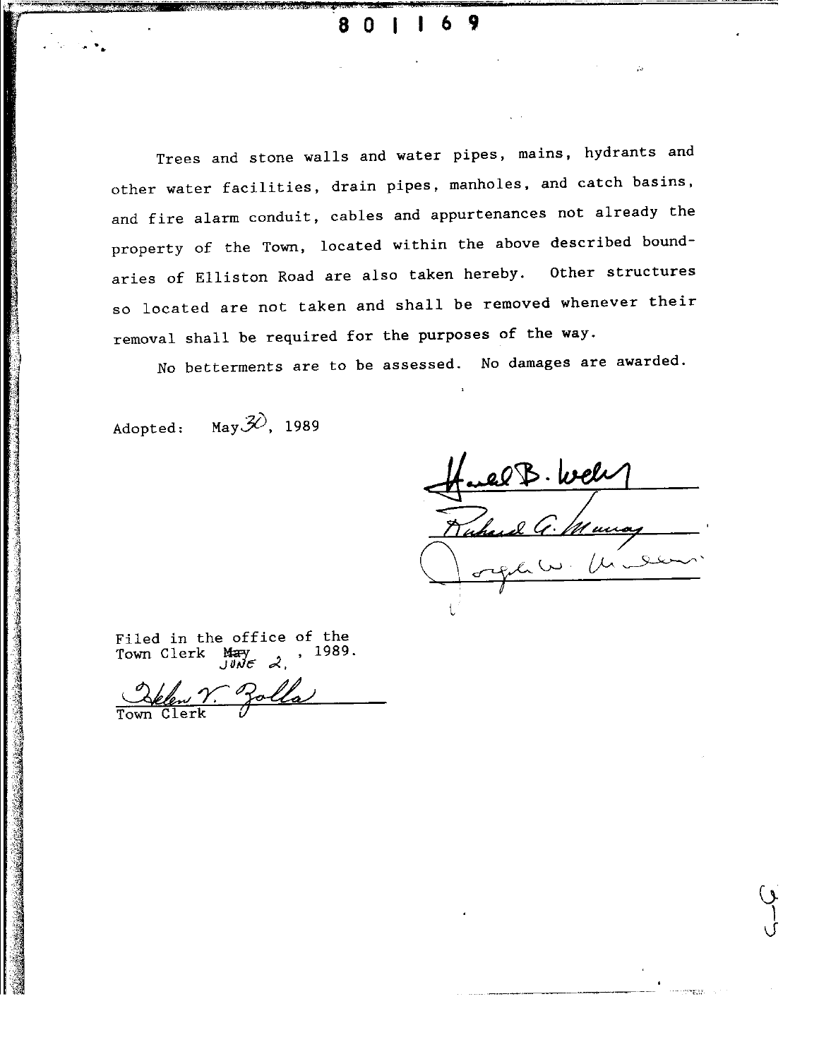801169

Trees and stone walls and water pipes, mains, hydrants and other water facilities, drain pipes, manholes, and catch basins, and fire alarm conduit, cables and appurtenances not already the property of the Town, located within the above described boundaries of Elliston Road are also taken hereby. Other structures so located are not taken and shall be removed whenever their removal shall be required for the purposes of the way.

No betterments are to be assessed. No damages are awarded.

Adopted: May 30, 1989

Harold B. Welch

Richard G. Murray

Joseph W. Hussain

Filed in the office of the Town Clerk ~~May~~ JUNE 2, 1989.

Helen V. Zolla

Town Clerk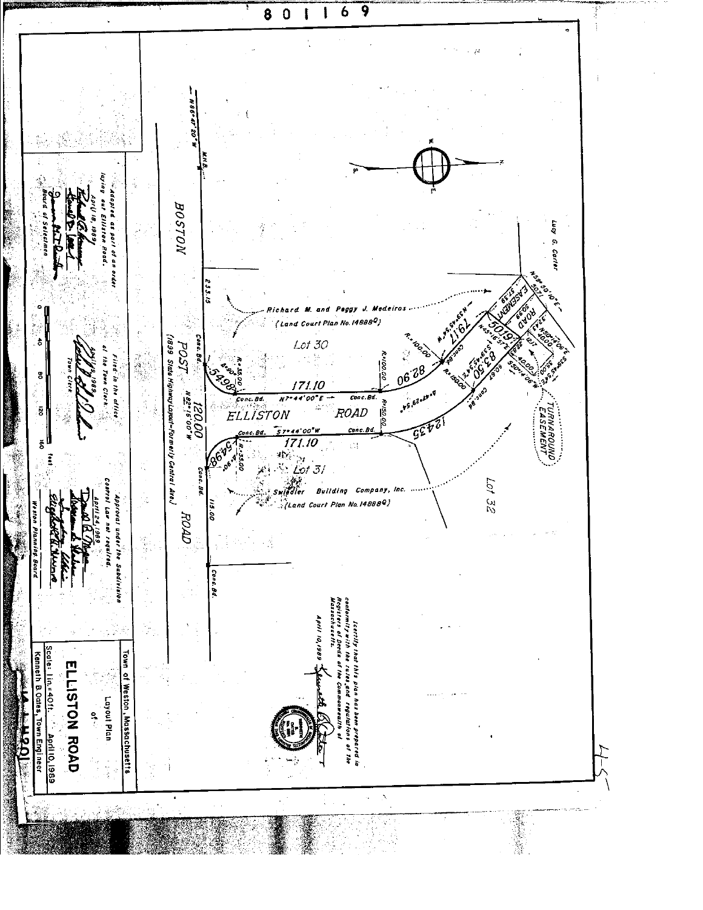801169

Town of Weston, Massachusetts

Layout Plan

of

# ELLISTON ROAD

Scale: 1 in.=40 ft. April 10, 1989

Kenneth B. Oates, Town Engineer

Adopted as part of an order laying out Elliston Road.

April 18, 1989

Board of Selectmen

Filed in the office of the Town Clerk.

4/18/1989

Town Clerk

Approval under the Subdivision Control Law not required.

April 24, 1989

Weston Planning Board

I certify that this plan has been prepared in conformity with the rules and regulations of the Registers of Deeds of the Commonwealth of Massachusetts.

April 10, 1989

0 40 80 120 160 feet

BOSTON POST ROAD

(1899 State Highway Layout-Formerly Central Ave.)

N 86°47'20" W

M.H.B.

233.15

120.00

N 82°16'00" W

115.00

Conc. Bd.

ELLISTON ROAD

Lot 30

Richard M. and Peggy J. Medeiros

(Land Court Plan No. 14888Q)

Lot 31

Swindler Building Company, Inc.

(Land Court Plan No. 14888Q)

Lot 32

Lucy G. Carter

R.=35.00

Δ=90°

54.98

171.10

N 7°44'00" E

S 7°44'00" W

R.=100.00

R.=150.00

82.90

124.35

Δ=47°29'54"

R.=100.00

R.=150.00

N 39°45'54" W

79.17

83.50

S 39°45'54" E

N 45°16'57" E

50.19

S 50°14'06" W

60.67

N 59°50'10" E

50.71

37.39

EASEMENT

ROAD

50.69

N 50°14'06" E

40.00

40.00

12.17

35.00

S 39°45'54" E

TURNAROUND EASEMENT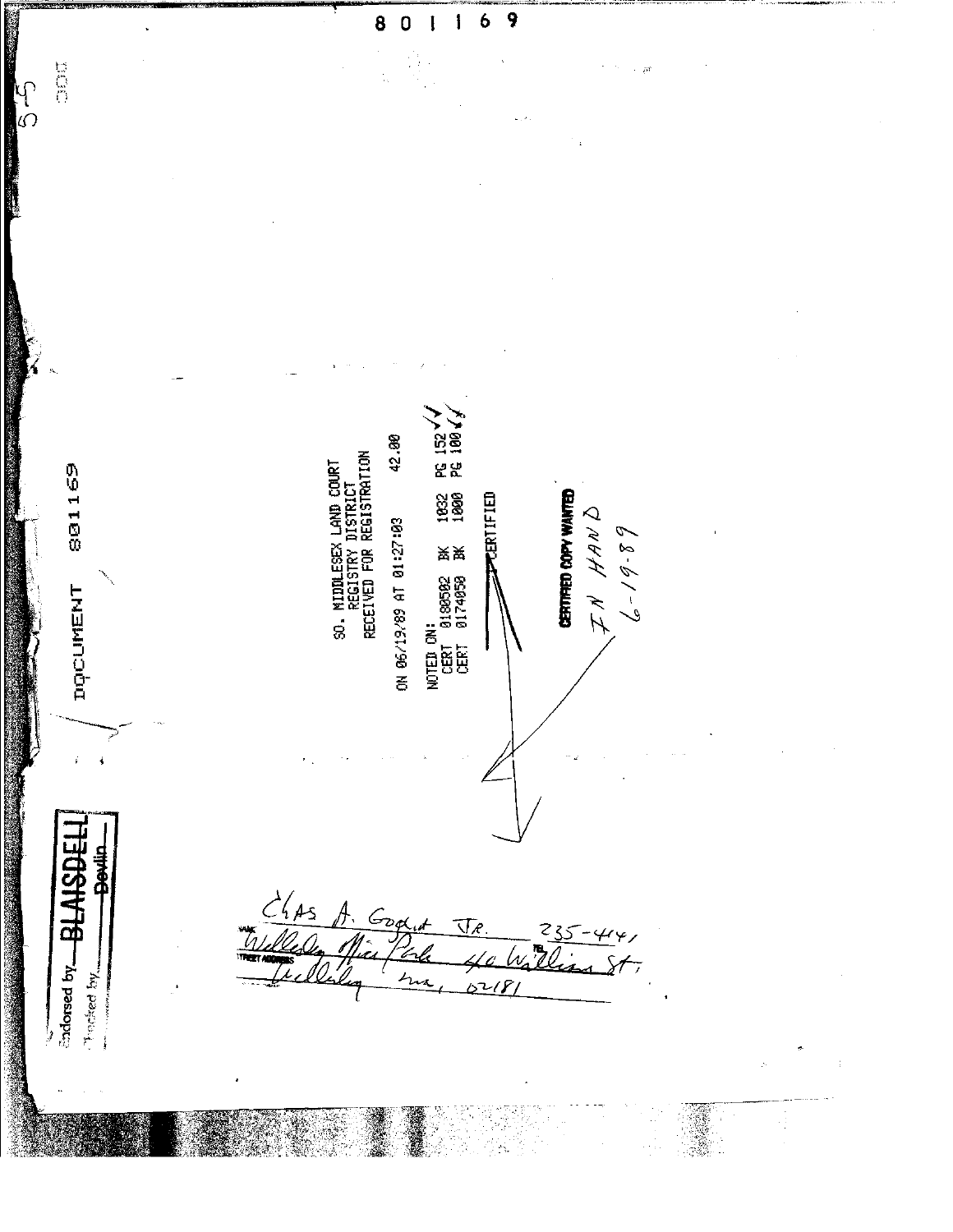801169

DOCUMENT 801169

SO. MIDDLESEX LAND COURT
REGISTRY DISTRICT
RECEIVED FOR REGISTRATION

ON 06/19/89 AT 01:27:03 42.00

NOTED ON:
CERT 0180502 BK 1032 PG 152
CERT 0174050 BK 1000 PG 100

CERTIFIED

CERTIFIED COPY WANTED

IN HAND
6-19-89

Endorsed by BLAISDELL
Checked by Devlin

Chas A. Goglia Jr. 235-4141
Wellesley Office Park 40 William St,
Wellesley Ma, 02181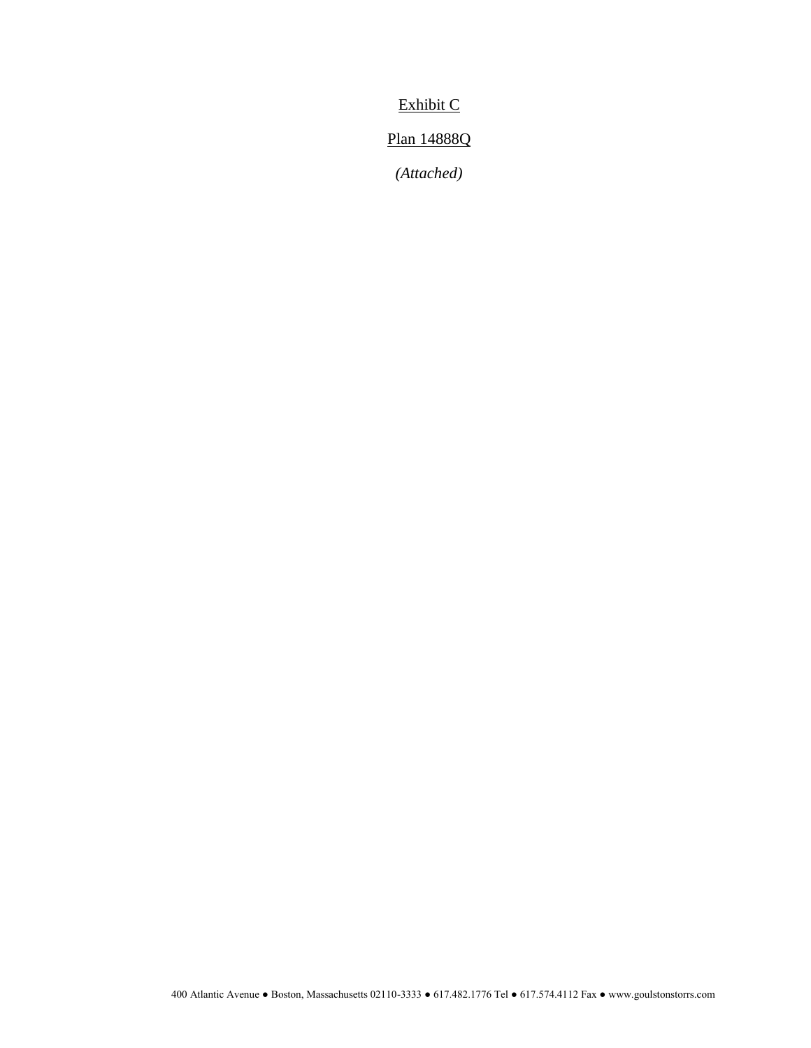Exhibit C

Plan 14888Q

*(Attached)*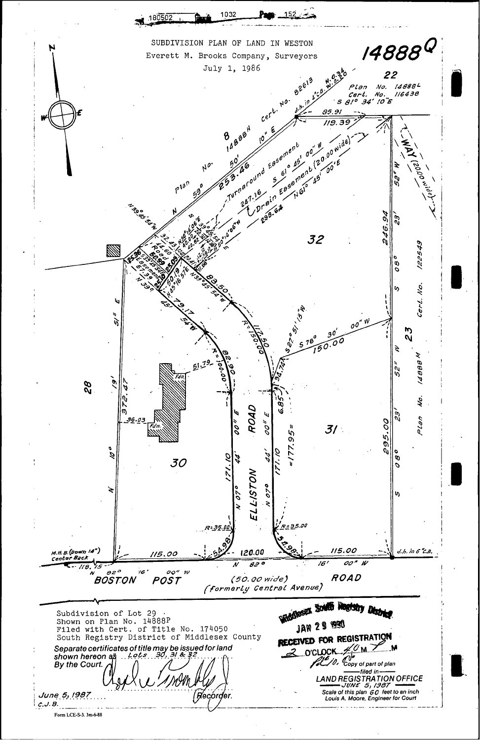180502 Book 1032 Page 152

# SUBDIVISION PLAN OF LAND IN WESTON

Everett M. Brooks Company, Surveyors

July 1, 1986

**14888Q**

22

Plan No. 14888L
Cert. No. 116438

S 81° 34' 10" E

85.91

119.39

Cert. No. 82613

d.h. in S.t.B. N. 0.34 W. 0.20

8

Plan No. 14888H

N 59° 50' 10" E

253.46

Turnaround Easement

247.16 S 61° 45' 00" W

Drain Easement (20.00 wide)

298.64 N 61° 45' 00" E

WAY (20.00 wide)

32

246.94

S 08° 23' 52" W

23

Cert. No. 122549

Plan No. 14888M

N 39° 45' 54" W

25.36

32.43

44.60

50.99

67.39

25.09

N 45° 16' 57" E

50.19

N 39° 45' 54" W

83.50

N 39° 45' 54" W

79.17

R=150.00

117.50

R=100.00

82.96

S 27° 51' 13" W

34.74

6.85

S 78° 30' 00" W

150.00

51.79

Fdn.

28

N 10° 19' 51" E

372.47

36.03

Fdn.

30

171.10

N 07° 44' 00" E

ELLISTON ROAD

171.10

=177.95

31

295.00

S 08° 23' 52" W

R=35.00

54.98

R=35.00

54.98

M.H.B. (Down 14") Center Back

118.15

115.00

120.00

115.00

d.h. in C.B.

N 82° 16' 00" W

BOSTON POST (50.00 wide) ROAD

(formerly Central Avenue)

Subdivision of Lot 29
Shown on Plan No. 14888P
Filed with Cert. of Title No. 174050
South Registry District of Middlesex County

*Separate certificates of title may be issued for land shown hereon as Lots 30, 31 & 32*
*By the Court.*

*June 5, 1987*
*C.J.B.*

*(Recorder.)*

Middlesex South Registry District
JAN 29 1990
RECEIVED FOR REGISTRATION
2 O'CLOCK 40 M P M

*Copy of part of plan*
*filed in*
*LAND REGISTRATION OFFICE*
*JUNE 5, 1987*
*Scale of this plan 60 feet to an inch*
*Louis A. Moore, Engineer for Court*

Form LCE-S-3. 3m-6-88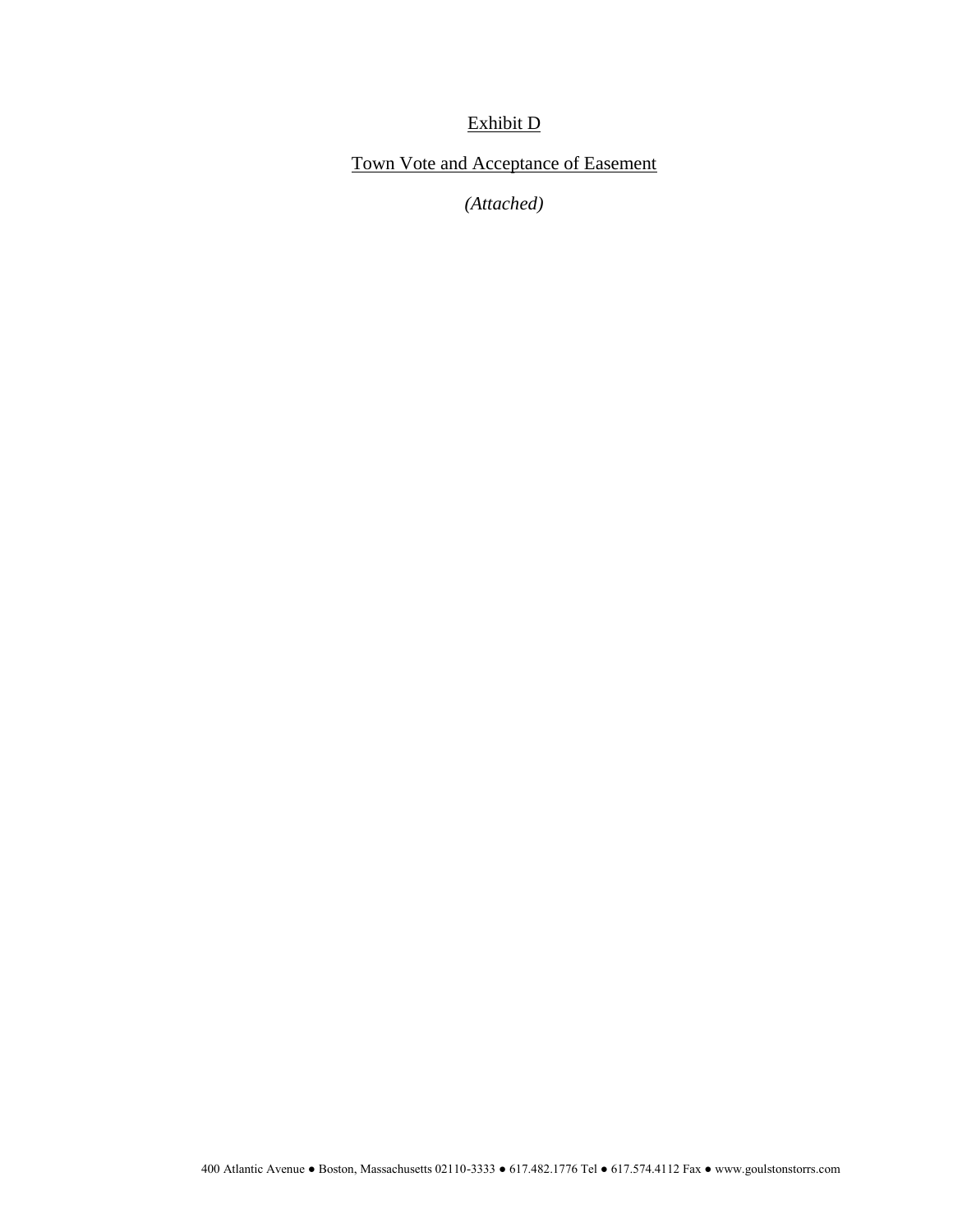Exhibit D

Town Vote and Acceptance of Easement

*(Attached)*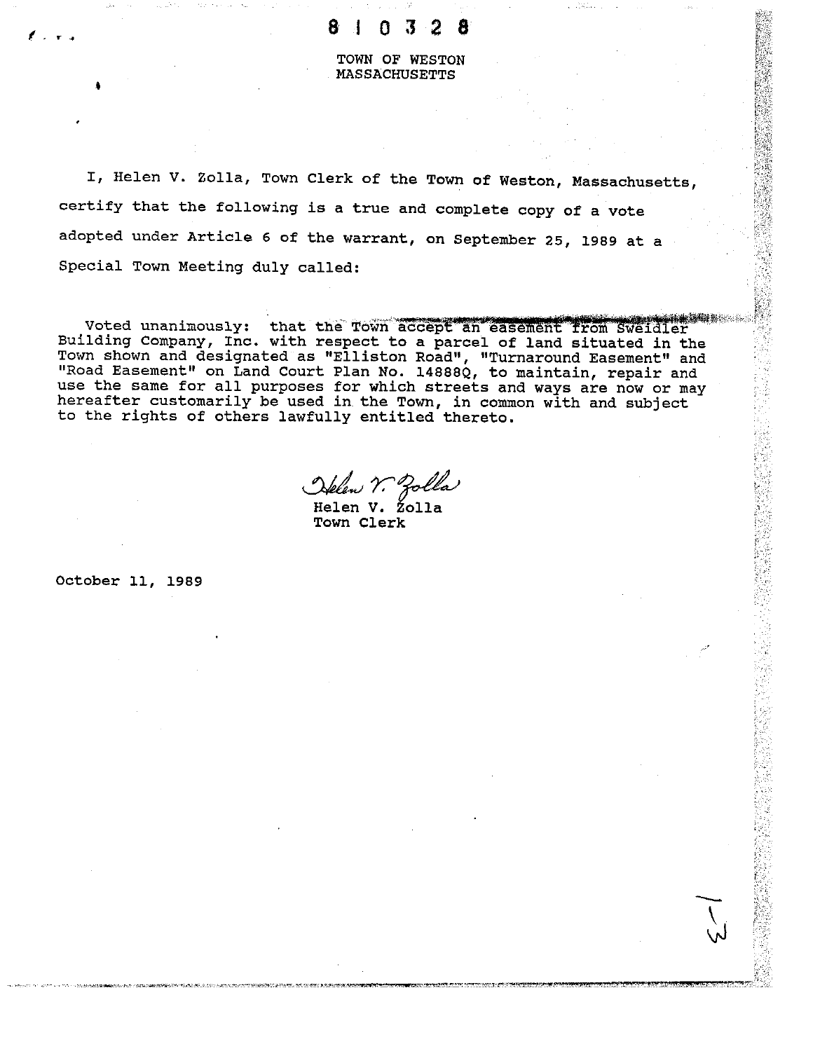8 1 0 3 2 8

TOWN OF WESTON
MASSACHUSETTS

I, Helen V. Zolla, Town Clerk of the Town of Weston, Massachusetts, certify that the following is a true and complete copy of a vote adopted under Article 6 of the warrant, on September 25, 1989 at a Special Town Meeting duly called:

Voted unanimously: that the Town accept an easement from Sweidler Building Company, Inc. with respect to a parcel of land situated in the Town shown and designated as "Elliston Road", "Turnaround Easement" and "Road Easement" on Land Court Plan No. 14888Q, to maintain, repair and use the same for all purposes for which streets and ways are now or may hereafter customarily be used in the Town, in common with and subject to the rights of others lawfully entitled thereto.

Helen V. Zolla
Helen V. Zolla
Town Clerk

October 11, 1989

1-3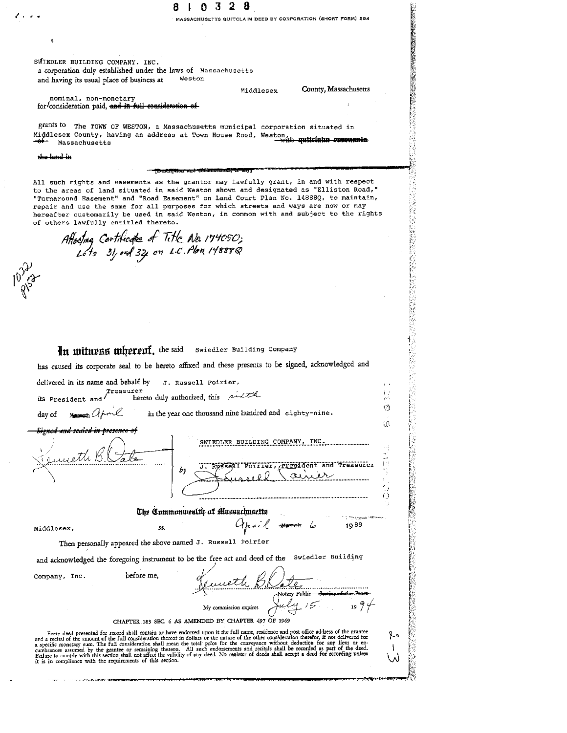8 1 0 3 2 8

MASSACHUSETTS QUITCLAIM DEED BY CORPORATION (SHORT FORM) 884

SWIEDLER BUILDING COMPANY, INC.
a corporation duly established under the laws of Massachusetts
and having its usual place of business at Weston
Middlesex County, Massachusetts

for nominal, non-monetary consideration paid, ~~and in full consideration of~~

grants to The TOWN OF WESTON, a Massachusetts municipal corporation situated in Middlesex County, having an address at Town House Road, Weston, ~~with quitclaim covenants~~ ~~of~~ Massachusetts

~~the land in~~

~~[Description and encumbrances, if any]~~

All such rights and easements as the grantor may lawfully grant, in and with respect to the areas of land situated in said Weston shown and designated as "Elliston Road," "Turnaround Easement" and "Road Easement" on Land Court Plan No. 14888Q, to maintain, repair and use the same for all purposes for which streets and ways are now or may hereafter customarily be used in said Weston, in common with and subject to the rights of others lawfully entitled thereto.

*Affecting Certificate of Title No. 174050; Lots 31 and 32 on L.C. Plan 14888Q*

*1032 P152*

**In witness whereof,** the said Swiedler Building Company

has caused its corporate seal to be hereto affixed and these presents to be signed, acknowledged and delivered in its name and behalf by J. Russell Poirier,

its President and Treasurer hereto duly authorized, this *sixth*

day of ~~March~~ *April* in the year one thousand nine hundred and eighty-nine.

~~Signed and sealed in presence of~~

*Kenneth B. Oate*

SWIEDLER BUILDING COMPANY, INC.

by J. Russell Poirier, President and Treasurer
*J. Russell Poirier*

**The Commonwealth of Massachusetts**

Middlesex, ss. *April* ~~March~~ *6* 1989

Then personally appeared the above named J. Russell Poirier

and acknowledged the foregoing instrument to be the free act and deed of the Swiedler Building Company, Inc. before me,

*Kenneth B. Oate*
Notary Public ~~Justice of the Peace~~

My commission expires *July 15* 19*94*

CHAPTER 183 SEC. 6 AS AMENDED BY CHAPTER 497 OF 1969

Every deed presented for record shall contain or have endorsed upon it the full name, residence and post office address of the grantee and a recital of the amount of the full consideration thereof in dollars or the nature of the other consideration therefor, if not delivered for a specific monetary sum. The full consideration shall mean the total price for the conveyance without deduction for any liens or encumbrances assumed by the grantee or remaining thereon. All such endorsements and recitals shall be recorded as part of the deed. Failure to comply with this section shall not affect the validity of any deed. No register of deeds shall accept a deed for recording unless it is in compliance with the requirements of this section.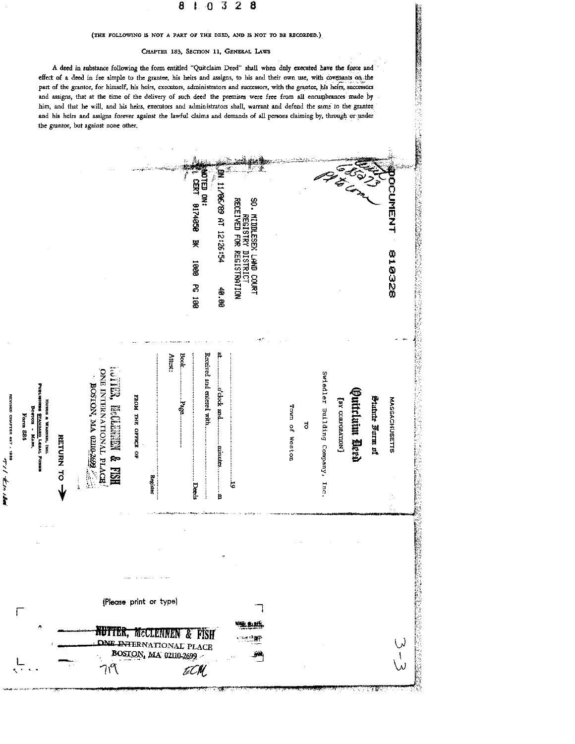8 1 0 3 2 8

(THE FOLLOWING IS NOT A PART OF THE DEED, AND IS NOT TO BE RECORDED.)

CHAPTER 183, SECTION 11, GENERAL LAWS

A deed in substance following the form entitled "Quitclaim Deed" shall when duly executed have the force and effect of a deed in fee simple to the grantee, his heirs and assigns, to his and their own use, with covenants on the part of the grantor, for himself, his heirs, executors, administrators and successors, with the grantee, his heirs, successors and assigns, that at the time of the delivery of such deed the premises were free from all encumbrances made by him, and that he will, and his heirs, executors and administrators shall, warrant and defend the same to the grantee and his heirs and assigns forever against the lawful claims and demands of all persons claiming by, through or under the grantor, but against none other.

DOCUMENT 810328

SO. MIDDLESEX LAND COURT
REGISTRY DISTRICT
RECEIVED FOR REGISTRATION
ON 11/06/89 AT 12:26:54 40.00
NOTED ON:
CERT 0174050 BK 1000 PG 100

MASSACHUSETTS

Statute Form of

Quitclaim Deed

[BY CORPORATION]

Swiedler Building Company, Inc.

TO

Town of Weston

at ........ o'clock and ........ minutes ........ m 19

Received and entered with ................ Deeds

Book ........ Page ........

Attest: ................ Register

FROM THE OFFICE OF

NUTTER, McCLENNEN & FISH
ONE INTERNATIONAL PLACE
BOSTON, MA 02110-2699

RETURN TO →

HOBBS & WARREN, INC.
PUBLISHERS STANDARD LEGAL FORMS
BOSTON - MASS.
Form 884
REVISED CHAPTER 497 - 1969

(Please print or type)

NUTTER, McCLENNEN & FISH
ONE INTERNATIONAL PLACE
BOSTON, MA 02110-2699

719 ECM

3-3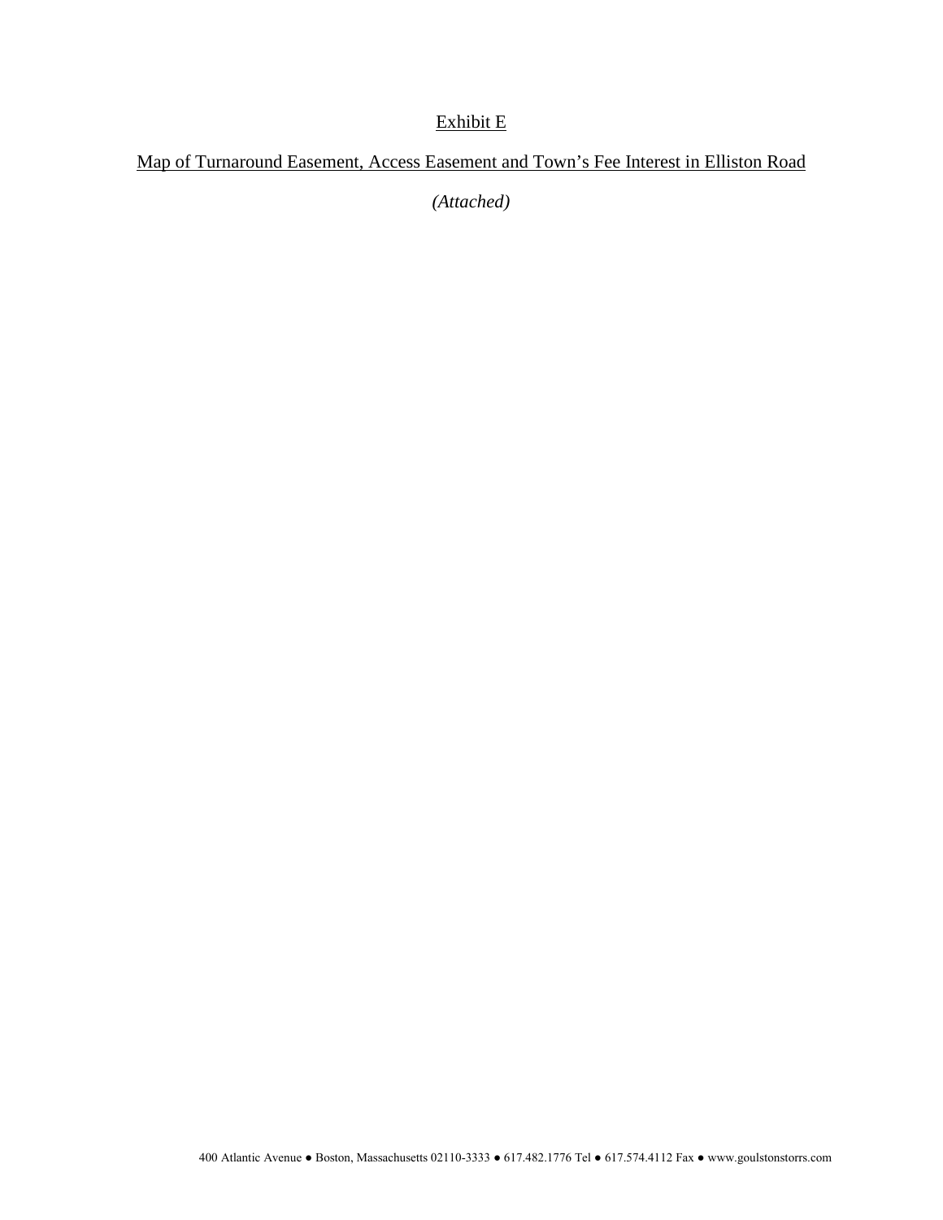Exhibit E

Map of Turnaround Easement, Access Easement and Town's Fee Interest in Elliston Road

*(Attached)*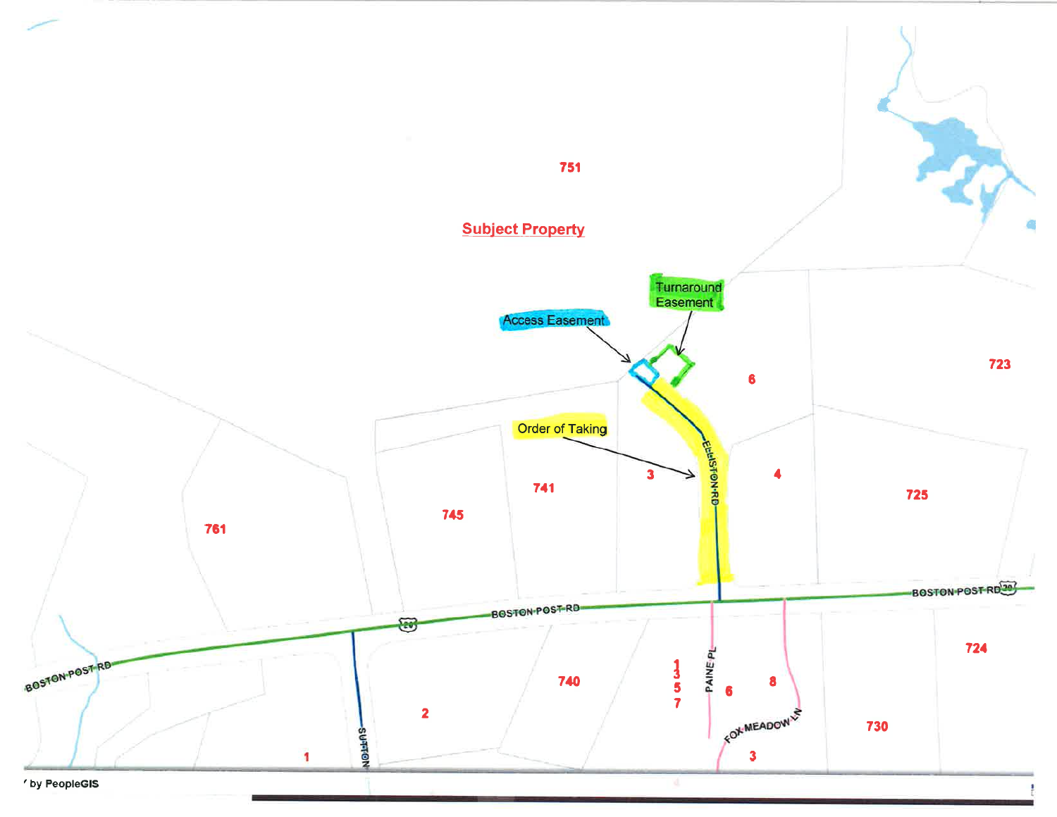751

Subject Property

Turnaround Easement

Access Easement

Order of Taking

6

723

3

741

4

745

725

761

ELLISTON RD

BOSTON POST RD

BOSTON POST RD

BOSTON POST RD

20

20

SUTTON

PAINE PL

FOX MEADOW LN

740

724

1

3

5

7

6

8

2

730

1

3

by PeopleGIS